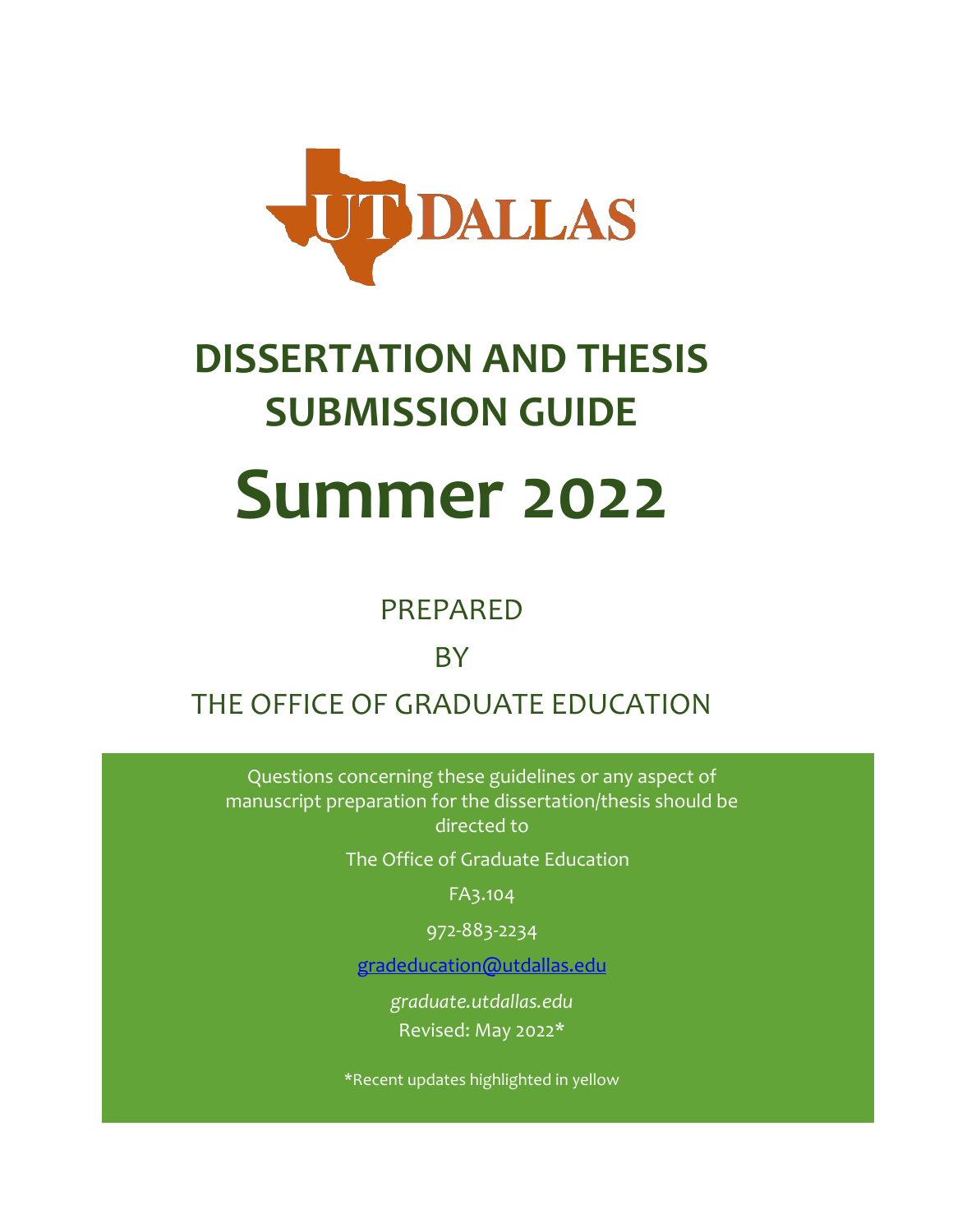UT DALLAS

# DISSERTATION AND THESIS SUBMISSION GUIDE

# Summer 2022

PREPARED

BY

THE OFFICE OF GRADUATE EDUCATION

Questions concerning these guidelines or any aspect of manuscript preparation for the dissertation/thesis should be directed to

The Office of Graduate Education

FA3.104

972-883-2234

gradeducation@utdallas.edu

*graduate.utdallas.edu*

Revised: May 2022*

*Recent updates highlighted in yellow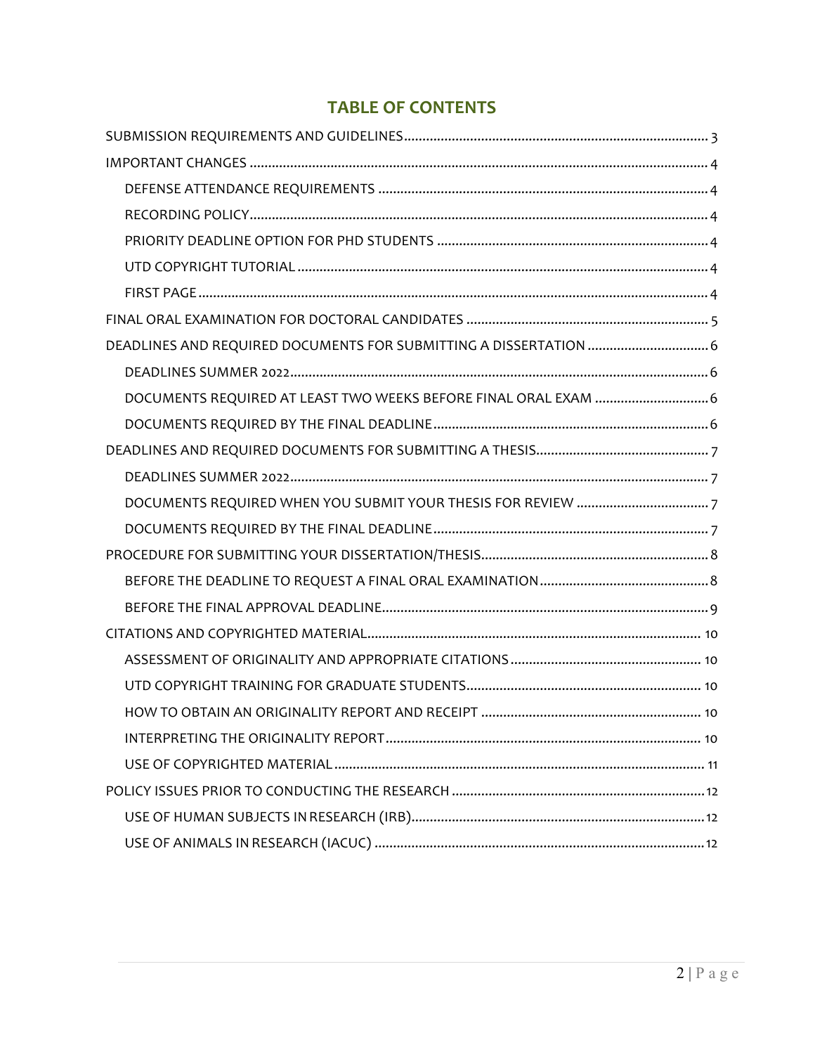# TABLE OF CONTENTS

- SUBMISSION REQUIREMENTS AND GUIDELINES .......... 3
- IMPORTANT CHANGES .......... 4
  - DEFENSE ATTENDANCE REQUIREMENTS .......... 4
  - RECORDING POLICY .......... 4
  - PRIORITY DEADLINE OPTION FOR PHD STUDENTS .......... 4
  - UTD COPYRIGHT TUTORIAL .......... 4
  - FIRST PAGE .......... 4
- FINAL ORAL EXAMINATION FOR DOCTORAL CANDIDATES .......... 5
- DEADLINES AND REQUIRED DOCUMENTS FOR SUBMITTING A DISSERTATION .......... 6
  - DEADLINES SUMMER 2022 .......... 6
  - DOCUMENTS REQUIRED AT LEAST TWO WEEKS BEFORE FINAL ORAL EXAM .......... 6
  - DOCUMENTS REQUIRED BY THE FINAL DEADLINE .......... 6
- DEADLINES AND REQUIRED DOCUMENTS FOR SUBMITTING A THESIS .......... 7
  - DEADLINES SUMMER 2022 .......... 7
  - DOCUMENTS REQUIRED WHEN YOU SUBMIT YOUR THESIS FOR REVIEW .......... 7
  - DOCUMENTS REQUIRED BY THE FINAL DEADLINE .......... 7
- PROCEDURE FOR SUBMITTING YOUR DISSERTATION/THESIS .......... 8
  - BEFORE THE DEADLINE TO REQUEST A FINAL ORAL EXAMINATION .......... 8
  - BEFORE THE FINAL APPROVAL DEADLINE .......... 9
- CITATIONS AND COPYRIGHTED MATERIAL .......... 10
  - ASSESSMENT OF ORIGINALITY AND APPROPRIATE CITATIONS .......... 10
  - UTD COPYRIGHT TRAINING FOR GRADUATE STUDENTS .......... 10
  - HOW TO OBTAIN AN ORIGINALITY REPORT AND RECEIPT .......... 10
  - INTERPRETING THE ORIGINALITY REPORT .......... 10
  - USE OF COPYRIGHTED MATERIAL .......... 11
- POLICY ISSUES PRIOR TO CONDUCTING THE RESEARCH .......... 12
  - USE OF HUMAN SUBJECTS IN RESEARCH (IRB) .......... 12
  - USE OF ANIMALS IN RESEARCH (IACUC) .......... 12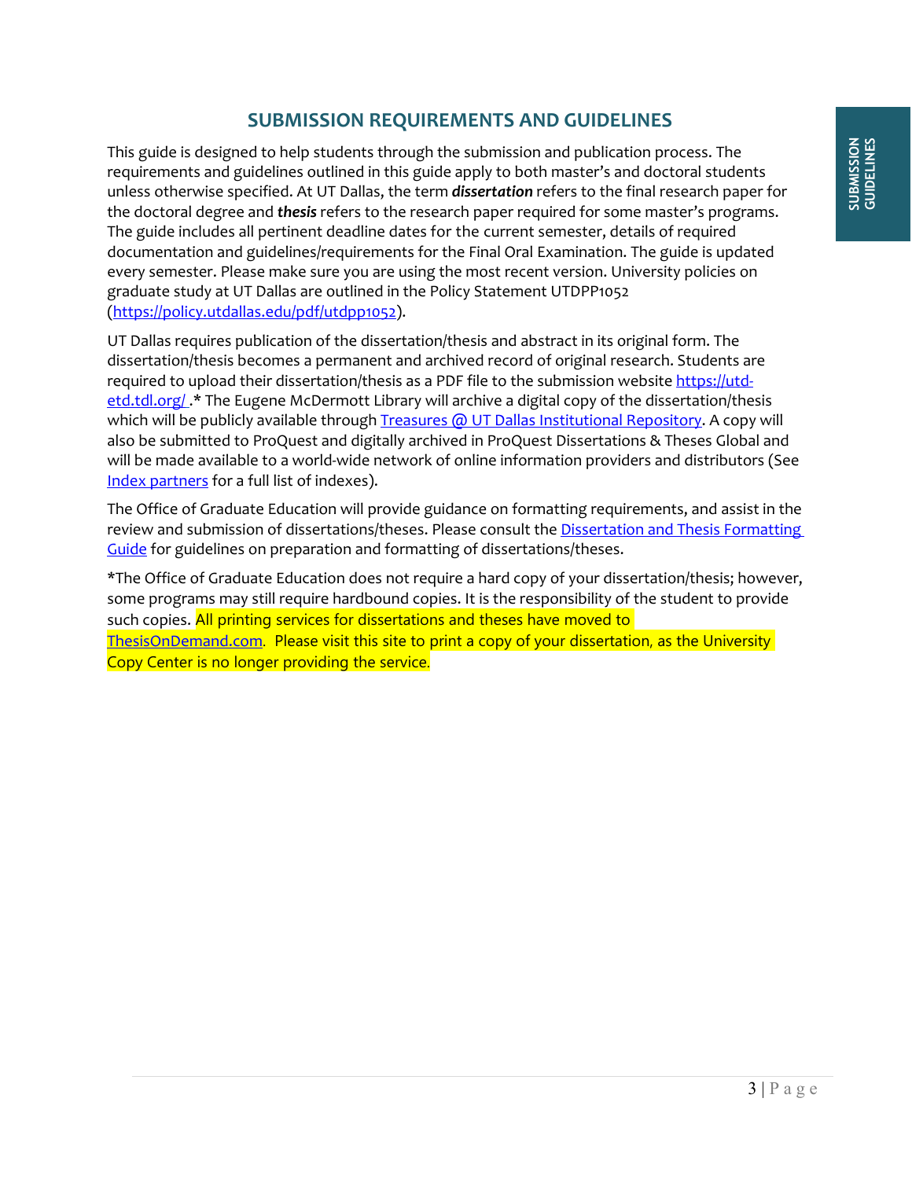# SUBMISSION REQUIREMENTS AND GUIDELINES

This guide is designed to help students through the submission and publication process. The requirements and guidelines outlined in this guide apply to both master's and doctoral students unless otherwise specified. At UT Dallas, the term ***dissertation*** refers to the final research paper for the doctoral degree and ***thesis*** refers to the research paper required for some master's programs. The guide includes all pertinent deadline dates for the current semester, details of required documentation and guidelines/requirements for the Final Oral Examination. The guide is updated every semester. Please make sure you are using the most recent version. University policies on graduate study at UT Dallas are outlined in the Policy Statement UTDPP1052 (https://policy.utdallas.edu/pdf/utdpp1052).

UT Dallas requires publication of the dissertation/thesis and abstract in its original form. The dissertation/thesis becomes a permanent and archived record of original research. Students are required to upload their dissertation/thesis as a PDF file to the submission website https://utd-etd.tdl.org/ .* The Eugene McDermott Library will archive a digital copy of the dissertation/thesis which will be publicly available through Treasures @ UT Dallas Institutional Repository. A copy will also be submitted to ProQuest and digitally archived in ProQuest Dissertations & Theses Global and will be made available to a world-wide network of online information providers and distributors (See Index partners for a full list of indexes).

The Office of Graduate Education will provide guidance on formatting requirements, and assist in the review and submission of dissertations/theses. Please consult the Dissertation and Thesis Formatting Guide for guidelines on preparation and formatting of dissertations/theses.

*The Office of Graduate Education does not require a hard copy of your dissertation/thesis; however, some programs may still require hardbound copies. It is the responsibility of the student to provide such copies. All printing services for dissertations and theses have moved to ThesisOnDemand.com. Please visit this site to print a copy of your dissertation, as the University Copy Center is no longer providing the service.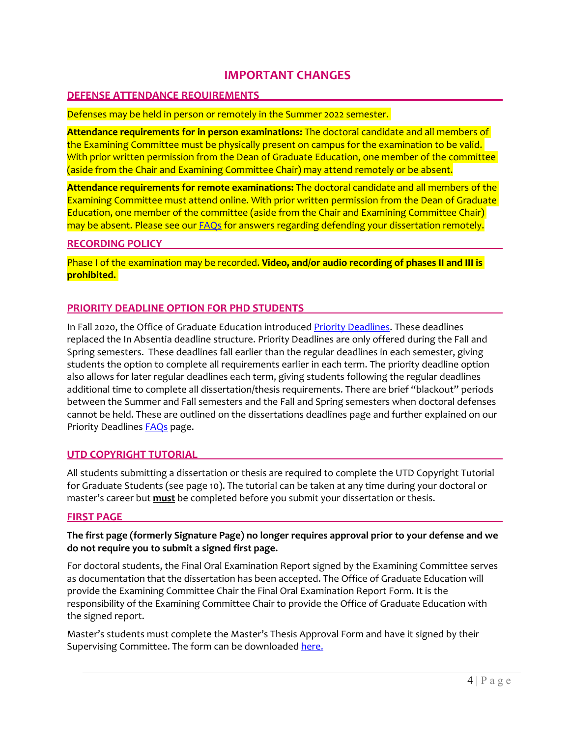# IMPORTANT CHANGES

## DEFENSE ATTENDANCE REQUIREMENTS

Defenses may be held in person or remotely in the Summer 2022 semester.

**Attendance requirements for in person examinations:** The doctoral candidate and all members of the Examining Committee must be physically present on campus for the examination to be valid. With prior written permission from the Dean of Graduate Education, one member of the committee (aside from the Chair and Examining Committee Chair) may attend remotely or be absent.

**Attendance requirements for remote examinations:** The doctoral candidate and all members of the Examining Committee must attend online. With prior written permission from the Dean of Graduate Education, one member of the committee (aside from the Chair and Examining Committee Chair) may be absent. Please see our FAQs for answers regarding defending your dissertation remotely.

## RECORDING POLICY

Phase I of the examination may be recorded. **Video, and/or audio recording of phases II and III is prohibited.**

## PRIORITY DEADLINE OPTION FOR PHD STUDENTS

In Fall 2020, the Office of Graduate Education introduced Priority Deadlines. These deadlines replaced the In Absentia deadline structure. Priority Deadlines are only offered during the Fall and Spring semesters. These deadlines fall earlier than the regular deadlines in each semester, giving students the option to complete all requirements earlier in each term. The priority deadline option also allows for later regular deadlines each term, giving students following the regular deadlines additional time to complete all dissertation/thesis requirements. There are brief "blackout" periods between the Summer and Fall semesters and the Fall and Spring semesters when doctoral defenses cannot be held. These are outlined on the dissertations deadlines page and further explained on our Priority Deadlines FAQs page.

## UTD COPYRIGHT TUTORIAL

All students submitting a dissertation or thesis are required to complete the UTD Copyright Tutorial for Graduate Students (see page 10). The tutorial can be taken at any time during your doctoral or master's career but **<u>must</u>** be completed before you submit your dissertation or thesis.

## FIRST PAGE

**The first page (formerly Signature Page) no longer requires approval prior to your defense and we do not require you to submit a signed first page.**

For doctoral students, the Final Oral Examination Report signed by the Examining Committee serves as documentation that the dissertation has been accepted. The Office of Graduate Education will provide the Examining Committee Chair the Final Oral Examination Report Form. It is the responsibility of the Examining Committee Chair to provide the Office of Graduate Education with the signed report.

Master's students must complete the Master's Thesis Approval Form and have it signed by their Supervising Committee. The form can be downloaded here.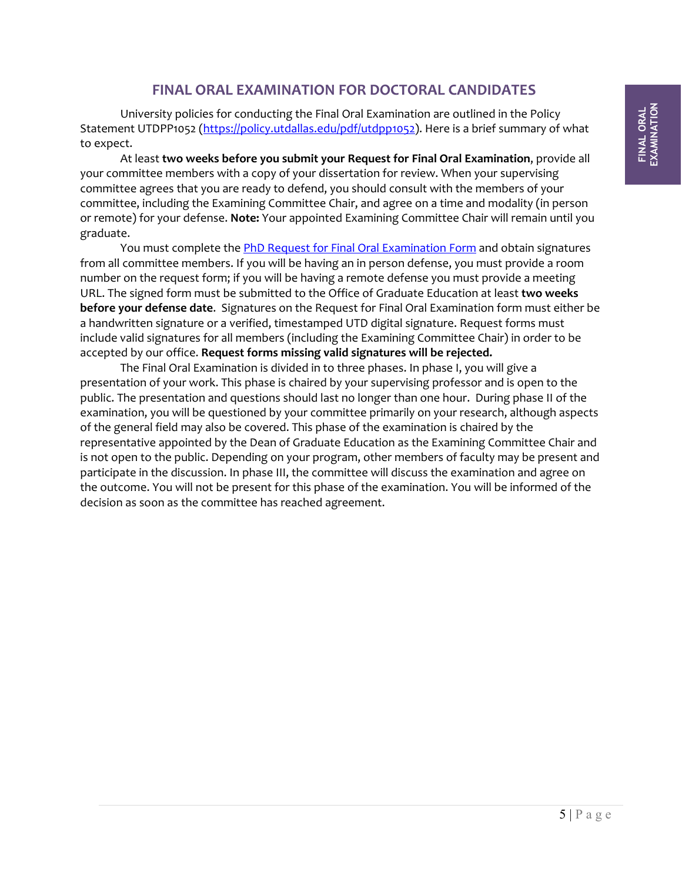# FINAL ORAL EXAMINATION FOR DOCTORAL CANDIDATES

University policies for conducting the Final Oral Examination are outlined in the Policy Statement UTDPP1052 (https://policy.utdallas.edu/pdf/utdpp1052). Here is a brief summary of what to expect.

At least **two weeks before you submit your Request for Final Oral Examination**, provide all your committee members with a copy of your dissertation for review. When your supervising committee agrees that you are ready to defend, you should consult with the members of your committee, including the Examining Committee Chair, and agree on a time and modality (in person or remote) for your defense. **Note:** Your appointed Examining Committee Chair will remain until you graduate.

You must complete the PhD Request for Final Oral Examination Form and obtain signatures from all committee members. If you will be having an in person defense, you must provide a room number on the request form; if you will be having a remote defense you must provide a meeting URL. The signed form must be submitted to the Office of Graduate Education at least **two weeks before your defense date**. Signatures on the Request for Final Oral Examination form must either be a handwritten signature or a verified, timestamped UTD digital signature. Request forms must include valid signatures for all members (including the Examining Committee Chair) in order to be accepted by our office. **Request forms missing valid signatures will be rejected.**

The Final Oral Examination is divided in to three phases. In phase I, you will give a presentation of your work. This phase is chaired by your supervising professor and is open to the public. The presentation and questions should last no longer than one hour. During phase II of the examination, you will be questioned by your committee primarily on your research, although aspects of the general field may also be covered. This phase of the examination is chaired by the representative appointed by the Dean of Graduate Education as the Examining Committee Chair and is not open to the public. Depending on your program, other members of faculty may be present and participate in the discussion. In phase III, the committee will discuss the examination and agree on the outcome. You will not be present for this phase of the examination. You will be informed of the decision as soon as the committee has reached agreement.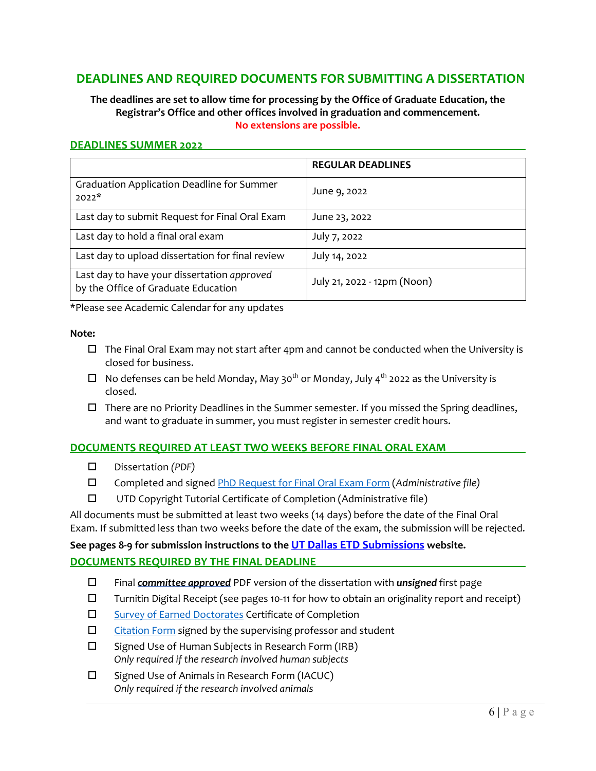# DEADLINES AND REQUIRED DOCUMENTS FOR SUBMITTING A DISSERTATION

**The deadlines are set to allow time for processing by the Office of Graduate Education, the Registrar's Office and other offices involved in graduation and commencement.**
**No extensions are possible.**

## DEADLINES SUMMER 2022

| | REGULAR DEADLINES |
|---|---|
| Graduation Application Deadline for Summer 2022* | June 9, 2022 |
| Last day to submit Request for Final Oral Exam | June 23, 2022 |
| Last day to hold a final oral exam | July 7, 2022 |
| Last day to upload dissertation for final review | July 14, 2022 |
| Last day to have your dissertation *approved* by the Office of Graduate Education | July 21, 2022 - 12pm (Noon) |

*Please see Academic Calendar for any updates

**Note:**

- ☐ The Final Oral Exam may not start after 4pm and cannot be conducted when the University is closed for business.
- ☐ No defenses can be held Monday, May 30th or Monday, July 4th 2022 as the University is closed.
- ☐ There are no Priority Deadlines in the Summer semester. If you missed the Spring deadlines, and want to graduate in summer, you must register in semester credit hours.

## DOCUMENTS REQUIRED AT LEAST TWO WEEKS BEFORE FINAL ORAL EXAM

- ☐ Dissertation *(PDF)*
- ☐ Completed and signed PhD Request for Final Oral Exam Form (*Administrative file)*
- ☐ UTD Copyright Tutorial Certificate of Completion (Administrative file)

All documents must be submitted at least two weeks (14 days) before the date of the Final Oral Exam. If submitted less than two weeks before the date of the exam, the submission will be rejected.

**See pages 8-9 for submission instructions to the UT Dallas ETD Submissions website.**

## DOCUMENTS REQUIRED BY THE FINAL DEADLINE

- ☐ Final ***committee approved*** PDF version of the dissertation with ***unsigned*** first page
- ☐ Turnitin Digital Receipt (see pages 10-11 for how to obtain an originality report and receipt)
- ☐ Survey of Earned Doctorates Certificate of Completion
- ☐ Citation Form signed by the supervising professor and student
- ☐ Signed Use of Human Subjects in Research Form (IRB)
  *Only required if the research involved human subjects*
- ☐ Signed Use of Animals in Research Form (IACUC)
  *Only required if the research involved animals*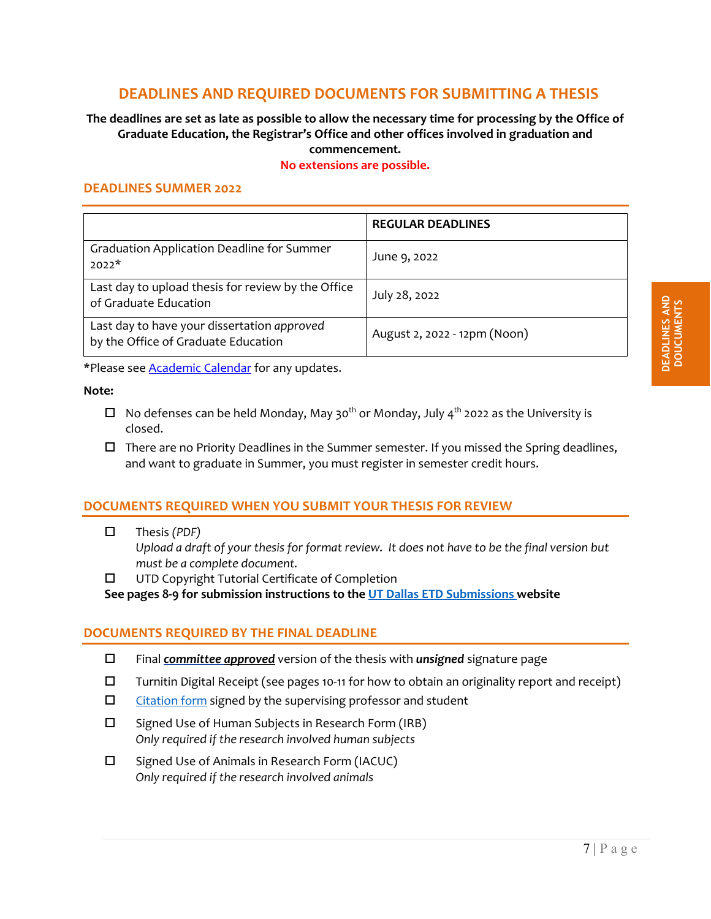# DEADLINES AND REQUIRED DOCUMENTS FOR SUBMITTING A THESIS

**The deadlines are set as late as possible to allow the necessary time for processing by the Office of Graduate Education, the Registrar's Office and other offices involved in graduation and commencement.**

**No extensions are possible.**

## DEADLINES SUMMER 2022

| | **REGULAR DEADLINES** |
|---|---|
| Graduation Application Deadline for Summer 2022* | June 9, 2022 |
| Last day to upload thesis for review by the Office of Graduate Education | July 28, 2022 |
| Last day to have your dissertation *approved* by the Office of Graduate Education | August 2, 2022 - 12pm (Noon) |

*Please see Academic Calendar for any updates.

**Note:**

- ☐ No defenses can be held Monday, May 30th or Monday, July 4th 2022 as the University is closed.
- ☐ There are no Priority Deadlines in the Summer semester. If you missed the Spring deadlines, and want to graduate in Summer, you must register in semester credit hours.

## DOCUMENTS REQUIRED WHEN YOU SUBMIT YOUR THESIS FOR REVIEW

- ☐ Thesis *(PDF)*
  *Upload a draft of your thesis for format review. It does not have to be the final version but must be a complete document.*
- ☐ UTD Copyright Tutorial Certificate of Completion

**See pages 8-9 for submission instructions to the UT Dallas ETD Submissions website**

## DOCUMENTS REQUIRED BY THE FINAL DEADLINE

- ☐ Final ***committee approved*** version of the thesis with ***unsigned*** signature page
- ☐ Turnitin Digital Receipt (see pages 10-11 for how to obtain an originality report and receipt)
- ☐ Citation form signed by the supervising professor and student
- ☐ Signed Use of Human Subjects in Research Form (IRB)
  *Only required if the research involved human subjects*
- ☐ Signed Use of Animals in Research Form (IACUC)
  *Only required if the research involved animals*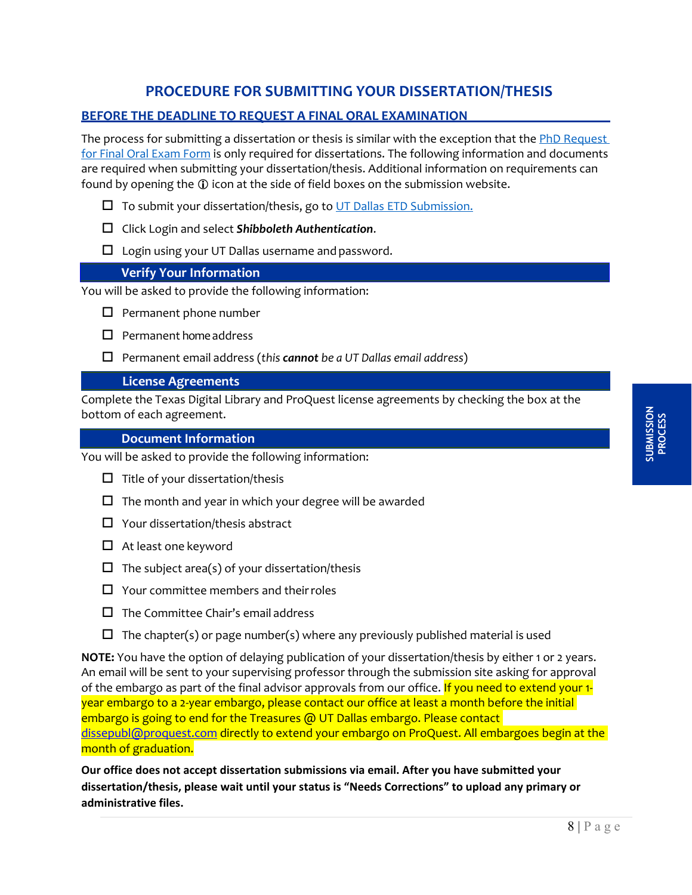# PROCEDURE FOR SUBMITTING YOUR DISSERTATION/THESIS

## BEFORE THE DEADLINE TO REQUEST A FINAL ORAL EXAMINATION

The process for submitting a dissertation or thesis is similar with the exception that the PhD Request for Final Oral Exam Form is only required for dissertations. The following information and documents are required when submitting your dissertation/thesis. Additional information on requirements can found by opening the ⓘ icon at the side of field boxes on the submission website.

- ☐ To submit your dissertation/thesis, go to UT Dallas ETD Submission.
- ☐ Click Login and select ***Shibboleth Authentication***.
- ☐ Login using your UT Dallas username and password.

### Verify Your Information

You will be asked to provide the following information:

- ☐ Permanent phone number
- ☐ Permanent home address
- ☐ Permanent email address (*this **cannot** be a UT Dallas email address*)

### License Agreements

Complete the Texas Digital Library and ProQuest license agreements by checking the box at the bottom of each agreement.

### Document Information

You will be asked to provide the following information:

- ☐ Title of your dissertation/thesis
- ☐ The month and year in which your degree will be awarded
- ☐ Your dissertation/thesis abstract
- ☐ At least one keyword
- ☐ The subject area(s) of your dissertation/thesis
- ☐ Your committee members and their roles
- ☐ The Committee Chair's email address
- ☐ The chapter(s) or page number(s) where any previously published material is used

**NOTE:** You have the option of delaying publication of your dissertation/thesis by either 1 or 2 years. An email will be sent to your supervising professor through the submission site asking for approval of the embargo as part of the final advisor approvals from our office. If you need to extend your 1-year embargo to a 2-year embargo, please contact our office at least a month before the initial embargo is going to end for the Treasures @ UT Dallas embargo. Please contact dissepubl@proquest.com directly to extend your embargo on ProQuest. All embargoes begin at the month of graduation.

**Our office does not accept dissertation submissions via email. After you have submitted your dissertation/thesis, please wait until your status is "Needs Corrections" to upload any primary or administrative files.**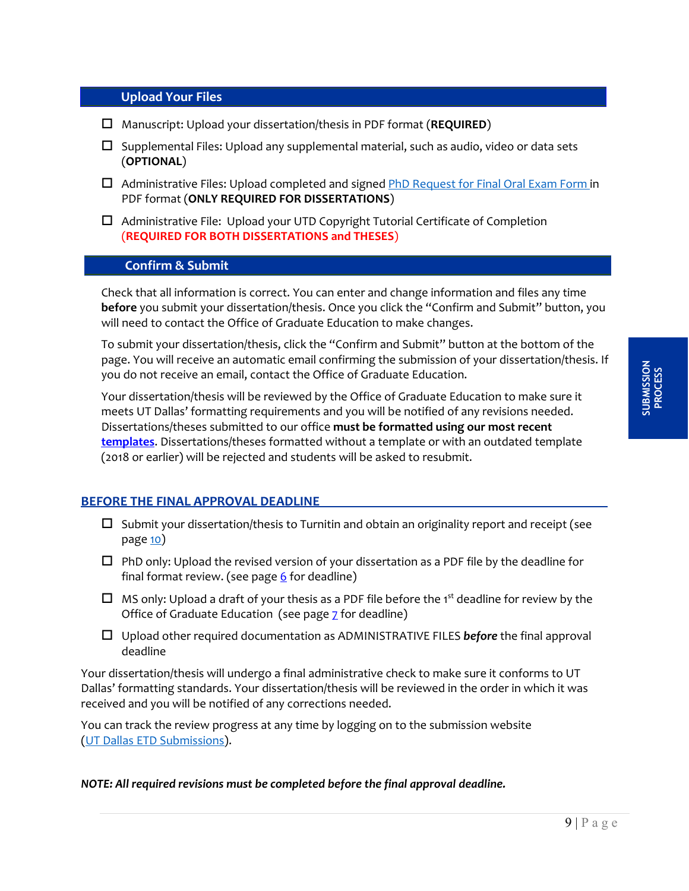## Upload Your Files

- ☐ Manuscript: Upload your dissertation/thesis in PDF format (**REQUIRED**)
- ☐ Supplemental Files: Upload any supplemental material, such as audio, video or data sets (**OPTIONAL**)
- ☐ Administrative Files: Upload completed and signed PhD Request for Final Oral Exam Form in PDF format (**ONLY REQUIRED FOR DISSERTATIONS**)
- ☐ Administrative File: Upload your UTD Copyright Tutorial Certificate of Completion (**REQUIRED FOR BOTH DISSERTATIONS and THESES**)

## Confirm & Submit

Check that all information is correct. You can enter and change information and files any time **before** you submit your dissertation/thesis. Once you click the "Confirm and Submit" button, you will need to contact the Office of Graduate Education to make changes.

To submit your dissertation/thesis, click the "Confirm and Submit" button at the bottom of the page. You will receive an automatic email confirming the submission of your dissertation/thesis. If you do not receive an email, contact the Office of Graduate Education.

Your dissertation/thesis will be reviewed by the Office of Graduate Education to make sure it meets UT Dallas' formatting requirements and you will be notified of any revisions needed. Dissertations/theses submitted to our office **must be formatted using our most recent templates**. Dissertations/theses formatted without a template or with an outdated template (2018 or earlier) will be rejected and students will be asked to resubmit.

## BEFORE THE FINAL APPROVAL DEADLINE

- ☐ Submit your dissertation/thesis to Turnitin and obtain an originality report and receipt (see page 10)
- ☐ PhD only: Upload the revised version of your dissertation as a PDF file by the deadline for final format review. (see page 6 for deadline)
- ☐ MS only: Upload a draft of your thesis as a PDF file before the 1st deadline for review by the Office of Graduate Education (see page 7 for deadline)
- ☐ Upload other required documentation as ADMINISTRATIVE FILES ***before*** the final approval deadline

Your dissertation/thesis will undergo a final administrative check to make sure it conforms to UT Dallas' formatting standards. Your dissertation/thesis will be reviewed in the order in which it was received and you will be notified of any corrections needed.

You can track the review progress at any time by logging on to the submission website (UT Dallas ETD Submissions).

***NOTE: All required revisions must be completed before the final approval deadline.***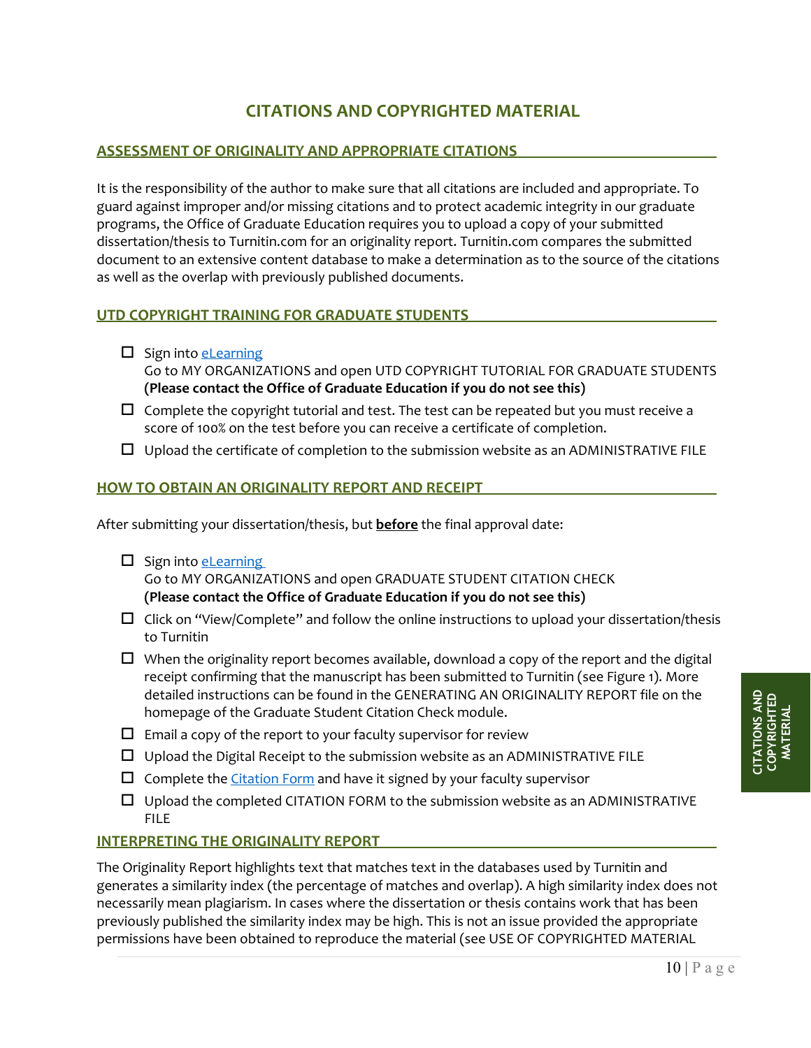# CITATIONS AND COPYRIGHTED MATERIAL

## ASSESSMENT OF ORIGINALITY AND APPROPRIATE CITATIONS

It is the responsibility of the author to make sure that all citations are included and appropriate. To guard against improper and/or missing citations and to protect academic integrity in our graduate programs, the Office of Graduate Education requires you to upload a copy of your submitted dissertation/thesis to Turnitin.com for an originality report. Turnitin.com compares the submitted document to an extensive content database to make a determination as to the source of the citations as well as the overlap with previously published documents.

## UTD COPYRIGHT TRAINING FOR GRADUATE STUDENTS

- ☐ Sign into eLearning
  Go to MY ORGANIZATIONS and open UTD COPYRIGHT TUTORIAL FOR GRADUATE STUDENTS
  **(Please contact the Office of Graduate Education if you do not see this)**
- ☐ Complete the copyright tutorial and test. The test can be repeated but you must receive a score of 100% on the test before you can receive a certificate of completion.
- ☐ Upload the certificate of completion to the submission website as an ADMINISTRATIVE FILE

## HOW TO OBTAIN AN ORIGINALITY REPORT AND RECEIPT

After submitting your dissertation/thesis, but **before** the final approval date:

- ☐ Sign into eLearning
  Go to MY ORGANIZATIONS and open GRADUATE STUDENT CITATION CHECK
  **(Please contact the Office of Graduate Education if you do not see this)**
- ☐ Click on "View/Complete" and follow the online instructions to upload your dissertation/thesis to Turnitin
- ☐ When the originality report becomes available, download a copy of the report and the digital receipt confirming that the manuscript has been submitted to Turnitin (see Figure 1). More detailed instructions can be found in the GENERATING AN ORIGINALITY REPORT file on the homepage of the Graduate Student Citation Check module.
- ☐ Email a copy of the report to your faculty supervisor for review
- ☐ Upload the Digital Receipt to the submission website as an ADMINISTRATIVE FILE
- ☐ Complete the Citation Form and have it signed by your faculty supervisor
- ☐ Upload the completed CITATION FORM to the submission website as an ADMINISTRATIVE FILE

## INTERPRETING THE ORIGINALITY REPORT

The Originality Report highlights text that matches text in the databases used by Turnitin and generates a similarity index (the percentage of matches and overlap). A high similarity index does not necessarily mean plagiarism. In cases where the dissertation or thesis contains work that has been previously published the similarity index may be high. This is not an issue provided the appropriate permissions have been obtained to reproduce the material (see USE OF COPYRIGHTED MATERIAL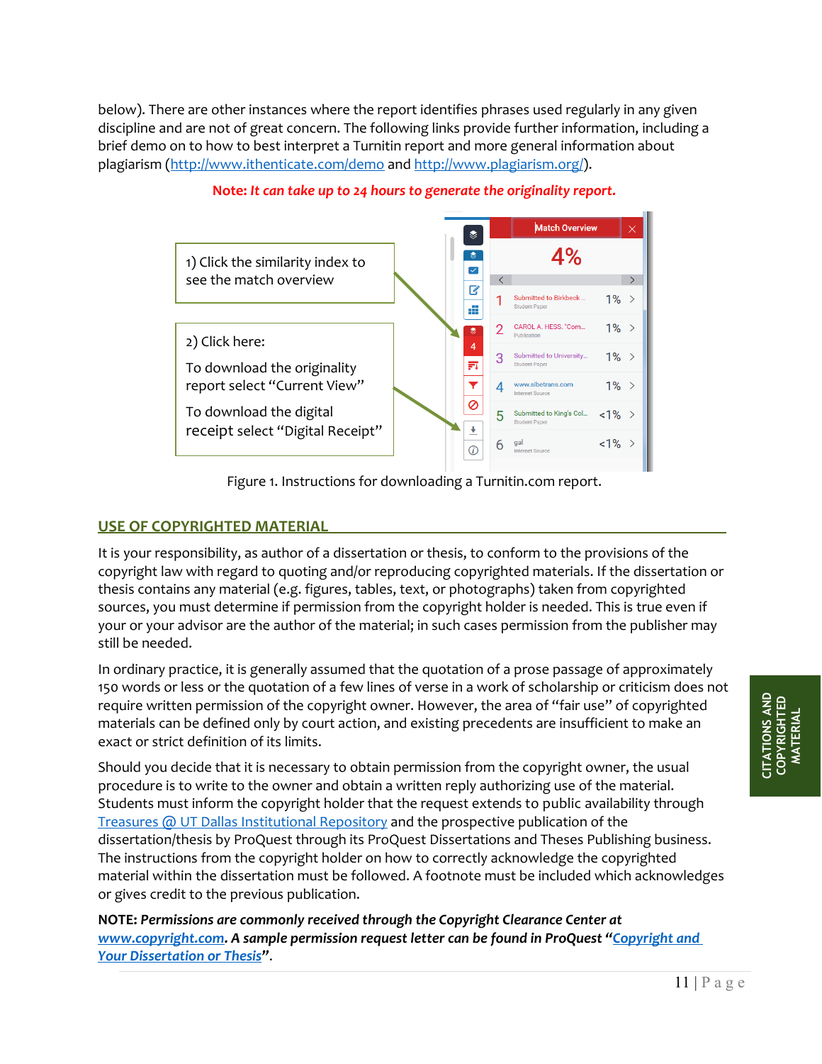below). There are other instances where the report identifies phrases used regularly in any given discipline and are not of great concern. The following links provide further information, including a brief demo on to how to best interpret a Turnitin report and more general information about plagiarism (http://www.ithenticate.com/demo and http://www.plagiarism.org/).

**Note:** ***It can take up to 24 hours to generate the originality report.***

1) Click the similarity index to see the match overview

2) Click here:

To download the originality report select "Current View"

To download the digital receipt select "Digital Receipt"

Figure 1. Instructions for downloading a Turnitin.com report.

## USE OF COPYRIGHTED MATERIAL

It is your responsibility, as author of a dissertation or thesis, to conform to the provisions of the copyright law with regard to quoting and/or reproducing copyrighted materials. If the dissertation or thesis contains any material (e.g. figures, tables, text, or photographs) taken from copyrighted sources, you must determine if permission from the copyright holder is needed. This is true even if your or your advisor are the author of the material; in such cases permission from the publisher may still be needed.

In ordinary practice, it is generally assumed that the quotation of a prose passage of approximately 150 words or less or the quotation of a few lines of verse in a work of scholarship or criticism does not require written permission of the copyright owner. However, the area of "fair use" of copyrighted materials can be defined only by court action, and existing precedents are insufficient to make an exact or strict definition of its limits.

Should you decide that it is necessary to obtain permission from the copyright owner, the usual procedure is to write to the owner and obtain a written reply authorizing use of the material. Students must inform the copyright holder that the request extends to public availability through Treasures @ UT Dallas Institutional Repository and the prospective publication of the dissertation/thesis by ProQuest through its ProQuest Dissertations and Theses Publishing business. The instructions from the copyright holder on how to correctly acknowledge the copyrighted material within the dissertation must be followed. A footnote must be included which acknowledges or gives credit to the previous publication.

**NOTE:** ***Permissions are commonly received through the Copyright Clearance Center at www.copyright.com. A sample permission request letter can be found in ProQuest "Copyright and Your Dissertation or Thesis".***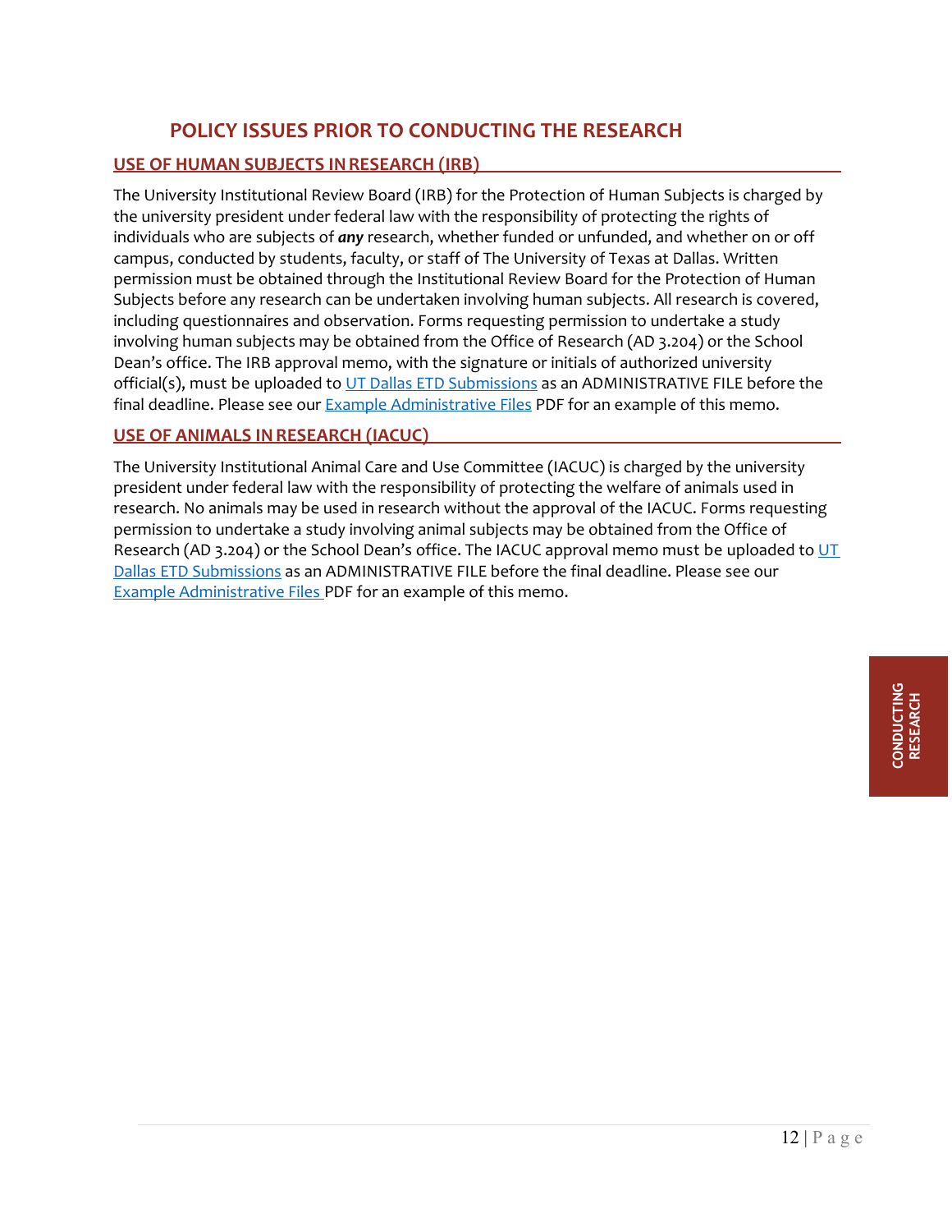# POLICY ISSUES PRIOR TO CONDUCTING THE RESEARCH

## USE OF HUMAN SUBJECTS IN RESEARCH (IRB)

The University Institutional Review Board (IRB) for the Protection of Human Subjects is charged by the university president under federal law with the responsibility of protecting the rights of individuals who are subjects of ***any*** research, whether funded or unfunded, and whether on or off campus, conducted by students, faculty, or staff of The University of Texas at Dallas. Written permission must be obtained through the Institutional Review Board for the Protection of Human Subjects before any research can be undertaken involving human subjects. All research is covered, including questionnaires and observation. Forms requesting permission to undertake a study involving human subjects may be obtained from the Office of Research (AD 3.204) or the School Dean's office. The IRB approval memo, with the signature or initials of authorized university official(s), must be uploaded to UT Dallas ETD Submissions as an ADMINISTRATIVE FILE before the final deadline. Please see our Example Administrative Files PDF for an example of this memo.

## USE OF ANIMALS IN RESEARCH (IACUC)

The University Institutional Animal Care and Use Committee (IACUC) is charged by the university president under federal law with the responsibility of protecting the welfare of animals used in research. No animals may be used in research without the approval of the IACUC. Forms requesting permission to undertake a study involving animal subjects may be obtained from the Office of Research (AD 3.204) or the School Dean's office. The IACUC approval memo must be uploaded to UT Dallas ETD Submissions as an ADMINISTRATIVE FILE before the final deadline. Please see our Example Administrative Files PDF for an example of this memo.